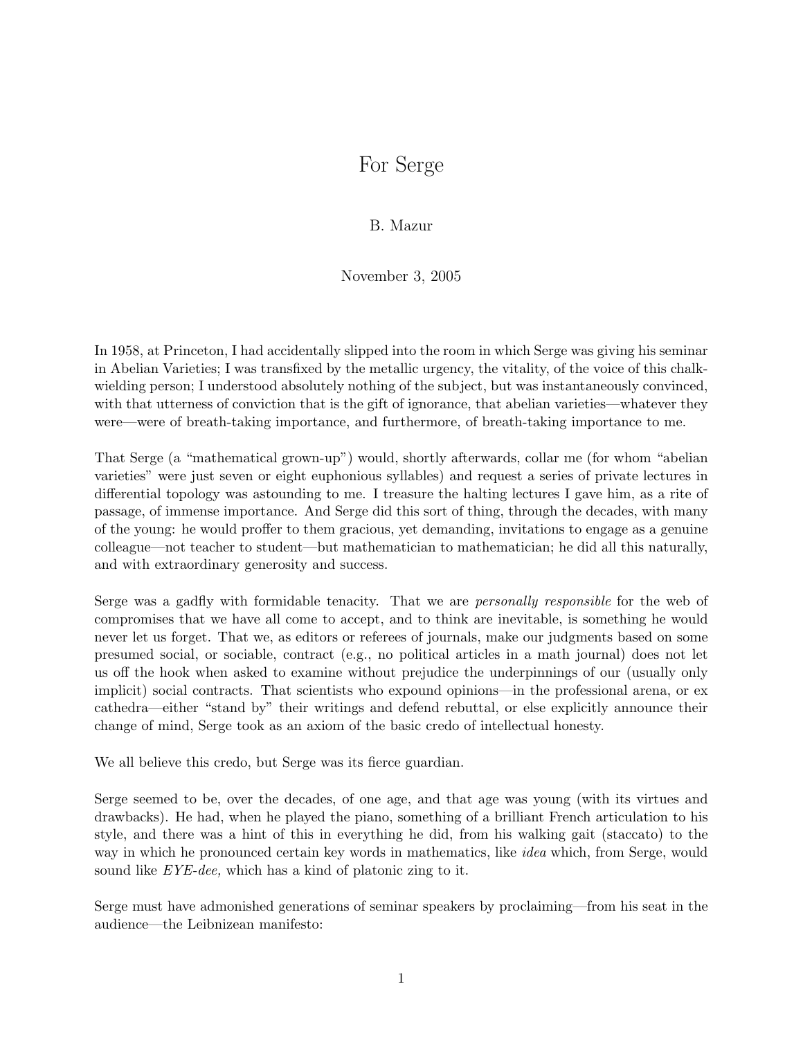# For Serge

B. Mazur

November 3, 2005

In 1958, at Princeton, I had accidentally slipped into the room in which Serge was giving his seminar in Abelian Varieties; I was transfixed by the metallic urgency, the vitality, of the voice of this chalk-wielding person; I understood absolutely nothing of the subject, but was instantaneously convinced, with that utterness of conviction that is the gift of ignorance, that abelian varieties—whatever they were—were of breath-taking importance, and furthermore, of breath-taking importance to me.

That Serge (a "mathematical grown-up") would, shortly afterwards, collar me (for whom "abelian varieties" were just seven or eight euphonious syllables) and request a series of private lectures in differential topology was astounding to me. I treasure the halting lectures I gave him, as a rite of passage, of immense importance. And Serge did this sort of thing, through the decades, with many of the young: he would proffer to them gracious, yet demanding, invitations to engage as a genuine colleague—not teacher to student—but mathematician to mathematician; he did all this naturally, and with extraordinary generosity and success.

Serge was a gadfly with formidable tenacity. That we are *personally responsible* for the web of compromises that we have all come to accept, and to think are inevitable, is something he would never let us forget. That we, as editors or referees of journals, make our judgments based on some presumed social, or sociable, contract (e.g., no political articles in a math journal) does not let us off the hook when asked to examine without prejudice the underpinnings of our (usually only implicit) social contracts. That scientists who expound opinions—in the professional arena, or ex cathedra—either "stand by" their writings and defend rebuttal, or else explicitly announce their change of mind, Serge took as an axiom of the basic credo of intellectual honesty.

We all believe this credo, but Serge was its fierce guardian.

Serge seemed to be, over the decades, of one age, and that age was young (with its virtues and drawbacks). He had, when he played the piano, something of a brilliant French articulation to his style, and there was a hint of this in everything he did, from his walking gait (staccato) to the way in which he pronounced certain key words in mathematics, like *idea* which, from Serge, would sound like *EYE-dee,* which has a kind of platonic zing to it.

Serge must have admonished generations of seminar speakers by proclaiming—from his seat in the audience—the Leibnizean manifesto: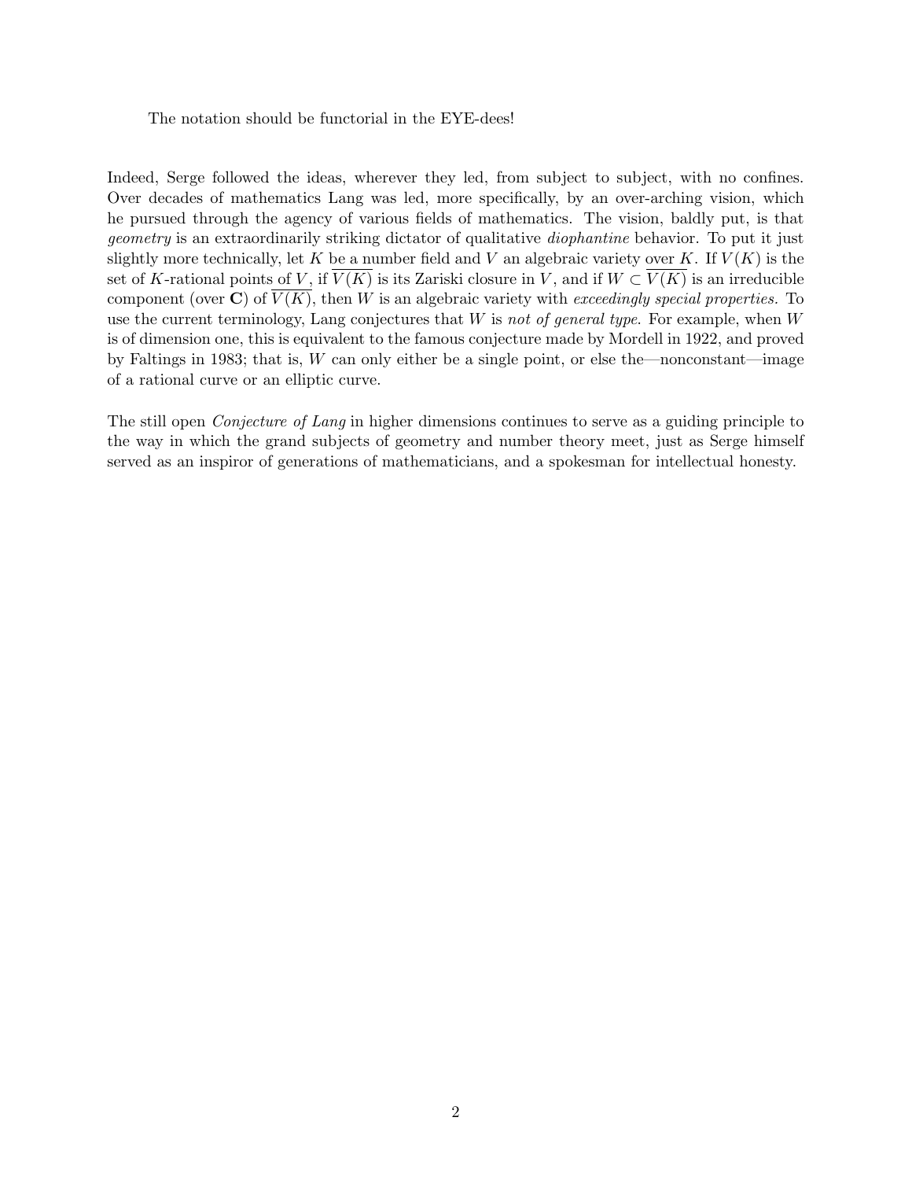The notation should be functorial in the EYE-dees!

Indeed, Serge followed the ideas, wherever they led, from subject to subject, with no confines. Over decades of mathematics Lang was led, more specifically, by an over-arching vision, which he pursued through the agency of various fields of mathematics. The vision, baldly put, is that *geometry* is an extraordinarily striking dictator of qualitative *diophantine* behavior. To put it just slightly more technically, let $K$ be a number field and $V$ an algebraic variety over $K$. If $V(K)$ is the set of $K$-rational points of $V$, if $\overline{V(K)}$ is its Zariski closure in $V$, and if $W \subset \overline{V(K)}$ is an irreducible component (over $\mathbf{C}$) of $\overline{V(K)}$, then $W$ is an algebraic variety with *exceedingly special properties*. To use the current terminology, Lang conjectures that $W$ is *not of general type*. For example, when $W$ is of dimension one, this is equivalent to the famous conjecture made by Mordell in 1922, and proved by Faltings in 1983; that is, $W$ can only either be a single point, or else the—nonconstant—image of a rational curve or an elliptic curve.

The still open *Conjecture of Lang* in higher dimensions continues to serve as a guiding principle to the way in which the grand subjects of geometry and number theory meet, just as Serge himself served as an inspiror of generations of mathematicians, and a spokesman for intellectual honesty.